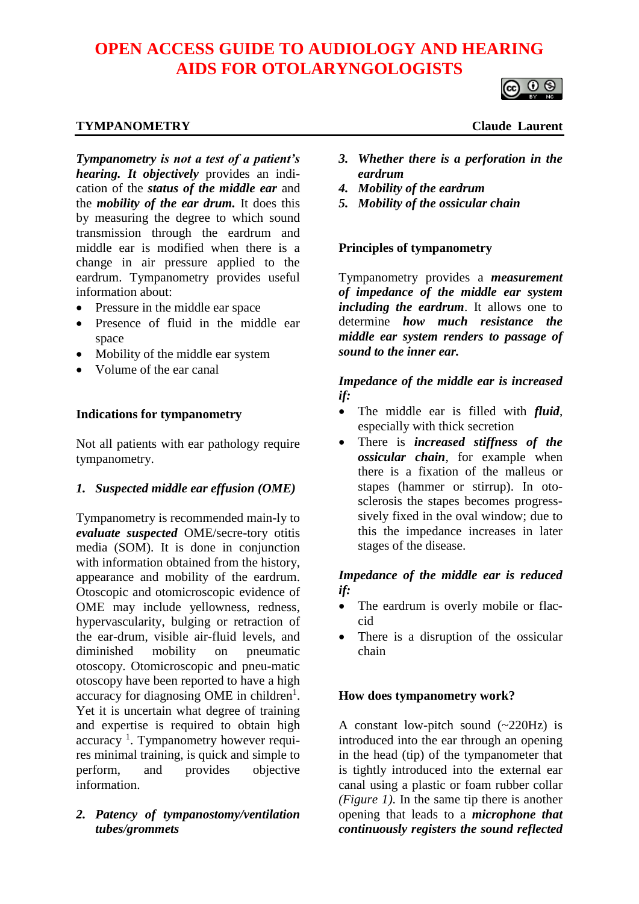# OPEN ACCESS GUIDE TO AUDIOLOGY AND HEARING AIDS FOR OTOLARYNGOLOGISTS

## TYMPANOMETRY

**Claude Laurent**

***Tympanometry is not a test of a patient's hearing. It objectively*** provides an indication of the ***status of the middle ear*** and the ***mobility of the ear drum.*** It does this by measuring the degree to which sound transmission through the eardrum and middle ear is modified when there is a change in air pressure applied to the eardrum. Tympanometry provides useful information about:

- Pressure in the middle ear space
- Presence of fluid in the middle ear space
- Mobility of the middle ear system
- Volume of the ear canal

### Indications for tympanometry

Not all patients with ear pathology require tympanometry.

***1. Suspected middle ear effusion (OME)***

Tympanometry is recommended main-ly to ***evaluate suspected*** OME/secre-tory otitis media (SOM). It is done in conjunction with information obtained from the history, appearance and mobility of the eardrum. Otoscopic and otomicroscopic evidence of OME may include yellowness, redness, hypervascularity, bulging or retraction of the ear-drum, visible air-fluid levels, and diminished mobility on pneumatic otoscopy. Otomicroscopic and pneu-matic otoscopy have been reported to have a high accuracy for diagnosing OME in children[1]. Yet it is uncertain what degree of training and expertise is required to obtain high accuracy [1]. Tympanometry however requi-res minimal training, is quick and simple to perform, and provides objective information.

***2. Patency of tympanostomy/ventilation tubes/grommets***

***3. Whether there is a perforation in the eardrum***

***4. Mobility of the eardrum***

***5. Mobility of the ossicular chain***

### Principles of tympanometry

Tympanometry provides a ***measurement of impedance of the middle ear system including the eardrum***. It allows one to determine ***how much resistance the middle ear system renders to passage of sound to the inner ear.***

***Impedance of the middle ear is increased if:***

- The middle ear is filled with ***fluid***, especially with thick secretion
- There is ***increased stiffness of the ossicular chain***, for example when there is a fixation of the malleus or stapes (hammer or stirrup). In oto-sclerosis the stapes becomes progress-sively fixed in the oval window; due to this the impedance increases in later stages of the disease.

***Impedance of the middle ear is reduced if:***

- The eardrum is overly mobile or flac-cid
- There is a disruption of the ossicular chain

### How does tympanometry work?

A constant low-pitch sound (~220Hz) is introduced into the ear through an opening in the head (tip) of the tympanometer that is tightly introduced into the external ear canal using a plastic or foam rubber collar *(Figure 1)*. In the same tip there is another opening that leads to a ***microphone that continuously registers the sound reflected***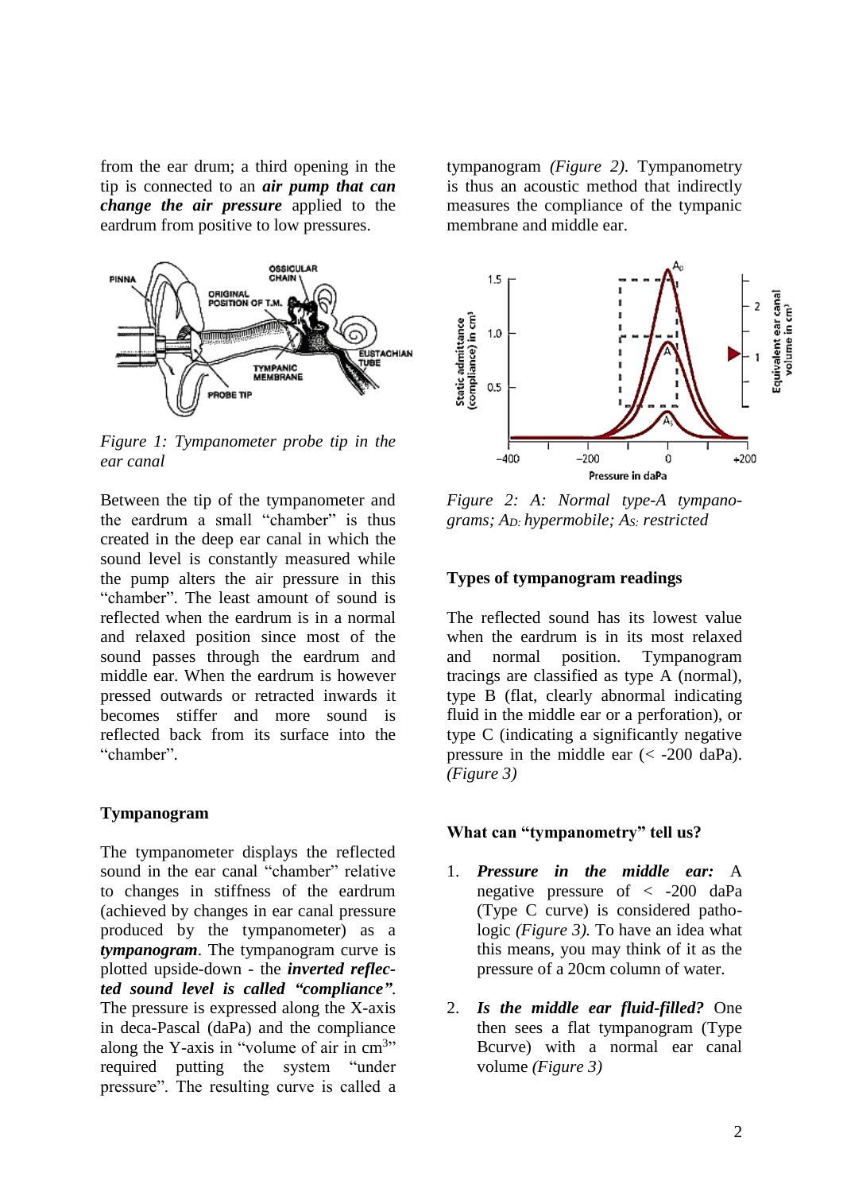from the ear drum; a third opening in the tip is connected to an ***air pump that can change the air pressure*** applied to the eardrum from positive to low pressures.

*Figure 1: Tympanometer probe tip in the ear canal*

Between the tip of the tympanometer and the eardrum a small "chamber" is thus created in the deep ear canal in which the sound level is constantly measured while the pump alters the air pressure in this "chamber". The least amount of sound is reflected when the eardrum is in a normal and relaxed position since most of the sound passes through the eardrum and middle ear. When the eardrum is however pressed outwards or retracted inwards it becomes stiffer and more sound is reflected back from its surface into the "chamber".

### Tympanogram

The tympanometer displays the reflected sound in the ear canal "chamber" relative to changes in stiffness of the eardrum (achieved by changes in ear canal pressure produced by the tympanometer) as a ***tympanogram***. The tympanogram curve is plotted upside-down - the ***inverted reflected sound level is called "compliance"***. The pressure is expressed along the X-axis in deca-Pascal (daPa) and the compliance along the Y-axis in "volume of air in $cm^3$" required putting the system "under pressure". The resulting curve is called a tympanogram *(Figure 2)*. Tympanometry is thus an acoustic method that indirectly measures the compliance of the tympanic membrane and middle ear.

*Figure 2: A: Normal type-A tympanograms; $A_D$: hypermobile; $A_S$: restricted*

### Types of tympanogram readings

The reflected sound has its lowest value when the eardrum is in its most relaxed and normal position. Tympanogram tracings are classified as type A (normal), type B (flat, clearly abnormal indicating fluid in the middle ear or a perforation), or type C (indicating a significantly negative pressure in the middle ear (< -200 daPa). *(Figure 3)*

### What can "tympanometry" tell us?

1. ***Pressure in the middle ear:*** A negative pressure of < -200 daPa (Type C curve) is considered pathologic *(Figure 3)*. To have an idea what this means, you may think of it as the pressure of a 20cm column of water.

2. ***Is the middle ear fluid-filled?*** One then sees a flat tympanogram (Type Bcurve) with a normal ear canal volume *(Figure 3)*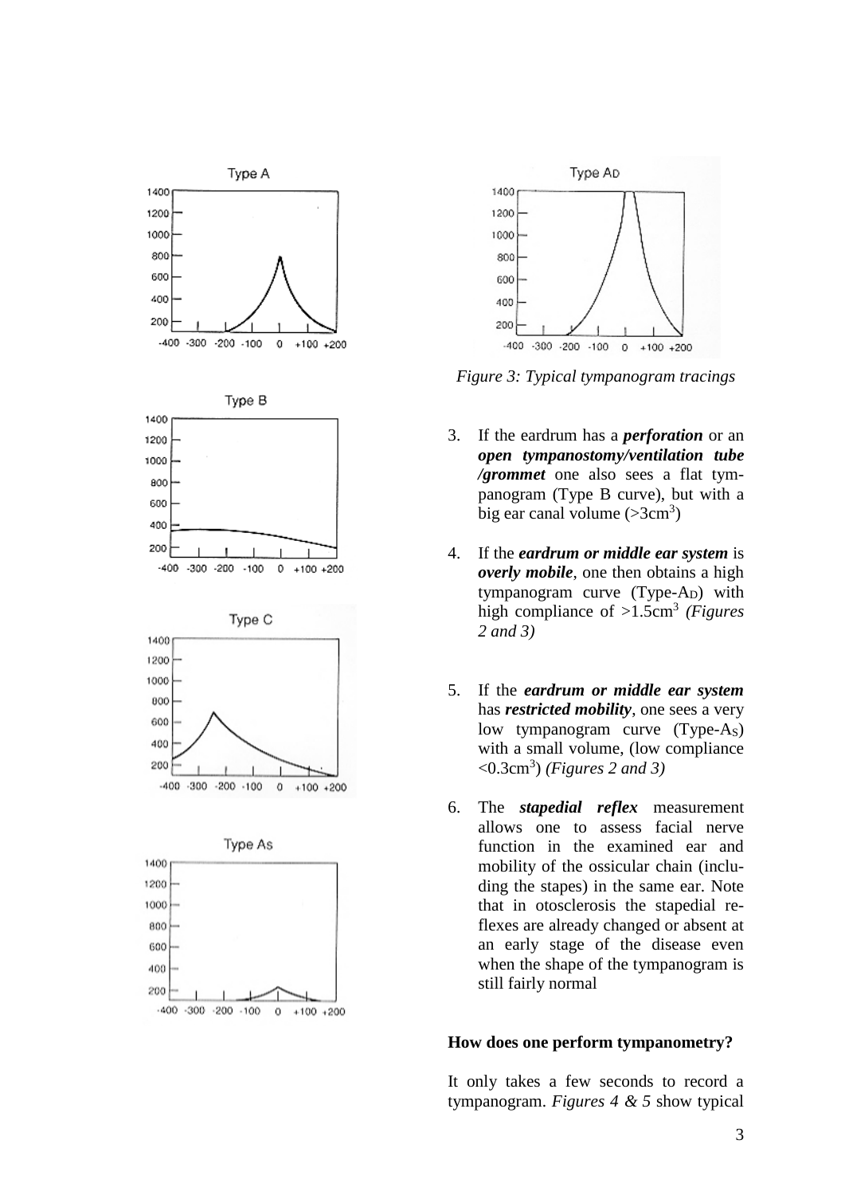Figure 3: Typical tympanogram tracings

3. If the eardrum has a ***perforation*** or an ***open tympanostomy/ventilation tube /grommet*** one also sees a flat tympanogram (Type B curve), but with a big ear canal volume (>3cm$^3$)

4. If the ***eardrum or middle ear system*** is ***overly mobile***, one then obtains a high tympanogram curve (Type-$A_D$) with high compliance of >1.5cm$^3$ *(Figures 2 and 3)*

5. If the ***eardrum or middle ear system*** has ***restricted mobility***, one sees a very low tympanogram curve (Type-$A_S$) with a small volume, (low compliance <0.3cm$^3$) *(Figures 2 and 3)*

6. The ***stapedial reflex*** measurement allows one to assess facial nerve function in the examined ear and mobility of the ossicular chain (including the stapes) in the same ear. Note that in otosclerosis the stapedial reflexes are already changed or absent at an early stage of the disease even when the shape of the tympanogram is still fairly normal

**How does one perform tympanometry?**

It only takes a few seconds to record a tympanogram. *Figures 4 & 5* show typical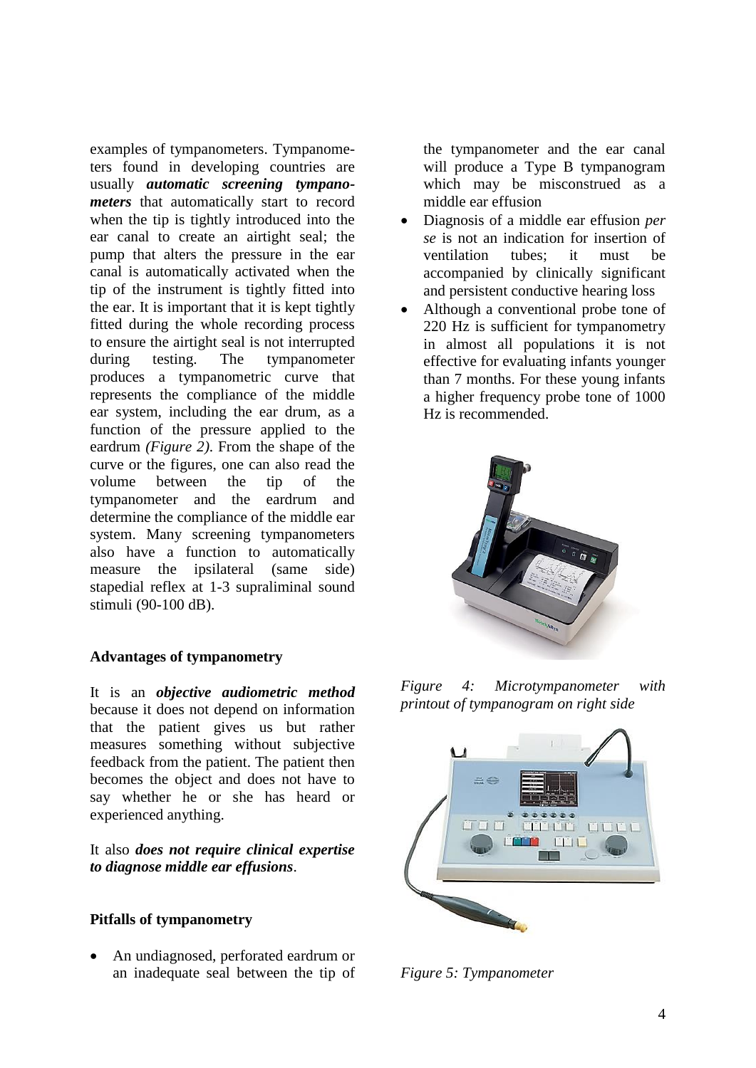examples of tympanometers. Tympanometers found in developing countries are usually ***automatic screening tympanometers*** that automatically start to record when the tip is tightly introduced into the ear canal to create an airtight seal; the pump that alters the pressure in the ear canal is automatically activated when the tip of the instrument is tightly fitted into the ear. It is important that it is kept tightly fitted during the whole recording process to ensure the airtight seal is not interrupted during testing. The tympanometer produces a tympanometric curve that represents the compliance of the middle ear system, including the ear drum, as a function of the pressure applied to the eardrum *(Figure 2)*. From the shape of the curve or the figures, one can also read the volume between the tip of the tympanometer and the eardrum and determine the compliance of the middle ear system. Many screening tympanometers also have a function to automatically measure the ipsilateral (same side) stapedial reflex at 1-3 supraliminal sound stimuli (90-100 dB).

**Advantages of tympanometry**

It is an ***objective audiometric method*** because it does not depend on information that the patient gives us but rather measures something without subjective feedback from the patient. The patient then becomes the object and does not have to say whether he or she has heard or experienced anything.

It also ***does not require clinical expertise to diagnose middle ear effusions***.

**Pitfalls of tympanometry**

- An undiagnosed, perforated eardrum or an inadequate seal between the tip of the tympanometer and the ear canal will produce a Type B tympanogram which may be misconstrued as a middle ear effusion
- Diagnosis of a middle ear effusion *per se* is not an indication for insertion of ventilation tubes; it must be accompanied by clinically significant and persistent conductive hearing loss
- Although a conventional probe tone of 220 Hz is sufficient for tympanometry in almost all populations it is not effective for evaluating infants younger than 7 months. For these young infants a higher frequency probe tone of 1000 Hz is recommended.

*Figure 4: Microtympanometer with printout of tympanogram on right side*

*Figure 5: Tympanometer*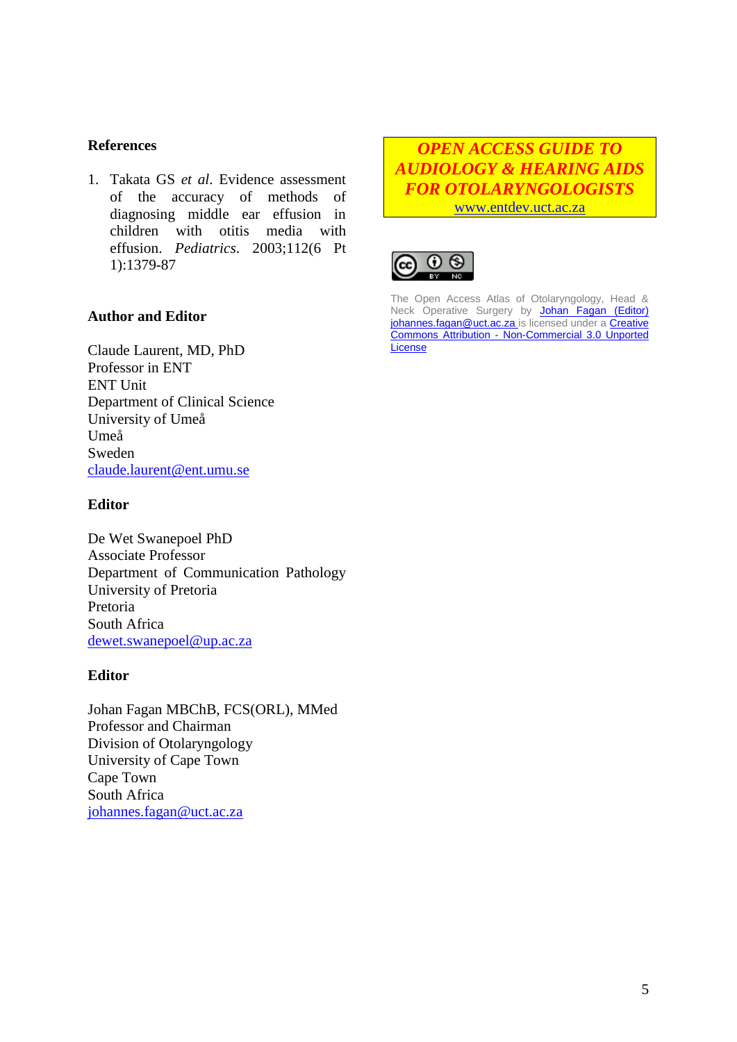## References

1. Takata GS *et al*. Evidence assessment of the accuracy of methods of diagnosing middle ear effusion in children with otitis media with effusion. *Pediatrics*. 2003;112(6 Pt 1):1379-87

## Author and Editor

Claude Laurent, MD, PhD
Professor in ENT
ENT Unit
Department of Clinical Science
University of Umeå
Umeå
Sweden
claude.laurent@ent.umu.se

## Editor

De Wet Swanepoel PhD
Associate Professor
Department of Communication Pathology
University of Pretoria
Pretoria
South Africa
dewet.swanepoel@up.ac.za

## Editor

Johan Fagan MBChB, FCS(ORL), MMed
Professor and Chairman
Division of Otolaryngology
University of Cape Town
Cape Town
South Africa
johannes.fagan@uct.ac.za

***OPEN ACCESS GUIDE TO AUDIOLOGY & HEARING AIDS FOR OTOLARYNGOLOGISTS***
www.entdev.uct.ac.za

The Open Access Atlas of Otolaryngology, Head & Neck Operative Surgery by Johan Fagan (Editor) johannes.fagan@uct.ac.za is licensed under a Creative Commons Attribution - Non-Commercial 3.0 Unported License